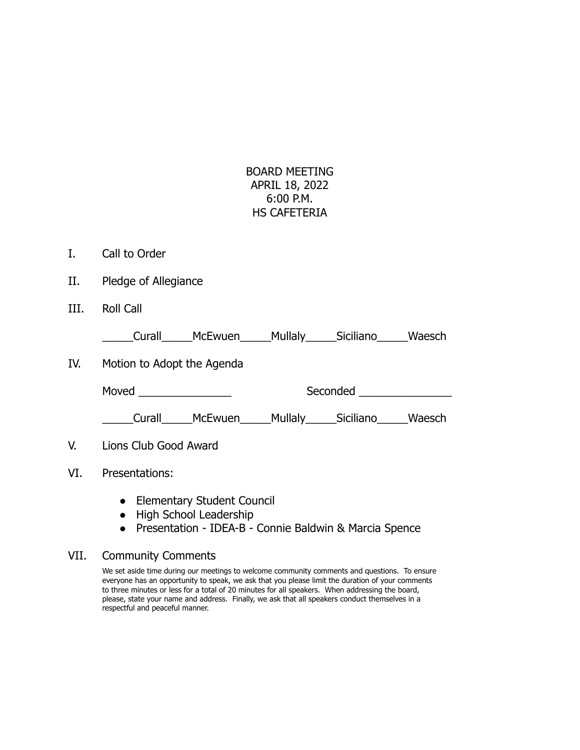BOARD MEETING
APRIL 18, 2022
6:00 P.M.
HS CAFETERIA

I. Call to Order

II. Pledge of Allegiance

III. Roll Call

_____Curall_____McEwuen_____Mullaly_____Siciliano_____Waesch

IV. Motion to Adopt the Agenda

Moved _______________ Seconded _______________

_____Curall_____McEwuen_____Mullaly_____Siciliano_____Waesch

V. Lions Club Good Award

VI. Presentations:

- Elementary Student Council
- High School Leadership
- Presentation - IDEA-B - Connie Baldwin & Marcia Spence

VII. Community Comments

We set aside time during our meetings to welcome community comments and questions. To ensure everyone has an opportunity to speak, we ask that you please limit the duration of your comments to three minutes or less for a total of 20 minutes for all speakers. When addressing the board, please, state your name and address. Finally, we ask that all speakers conduct themselves in a respectful and peaceful manner.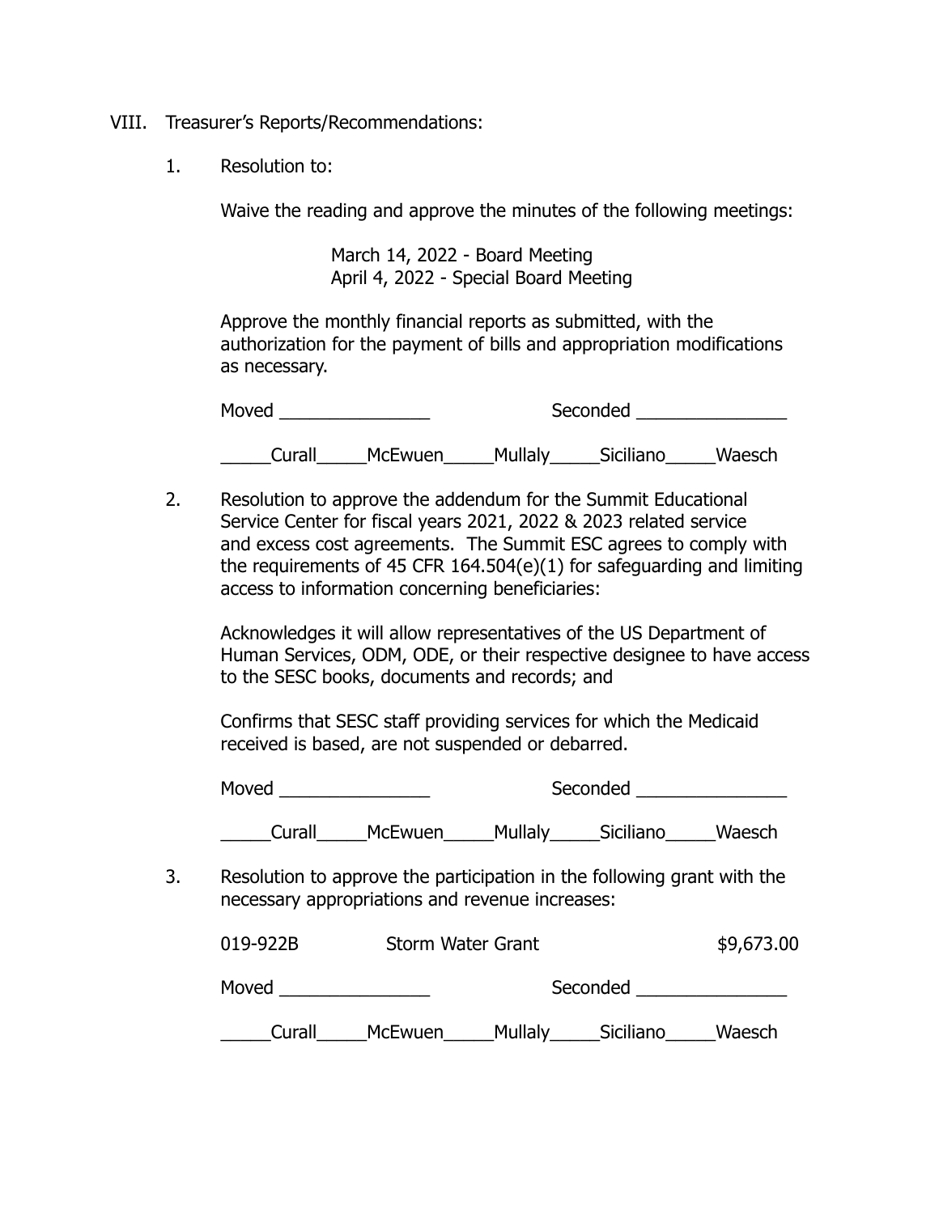VIII. Treasurer's Reports/Recommendations:

1. Resolution to:

   Waive the reading and approve the minutes of the following meetings:

   March 14, 2022 - Board Meeting
   April 4, 2022 - Special Board Meeting

   Approve the monthly financial reports as submitted, with the authorization for the payment of bills and appropriation modifications as necessary.

   Moved _______________ Seconded _______________

   _____Curall_____McEwuen_____Mullaly_____Siciliano_____Waesch

2. Resolution to approve the addendum for the Summit Educational Service Center for fiscal years 2021, 2022 & 2023 related service and excess cost agreements. The Summit ESC agrees to comply with the requirements of 45 CFR 164.504(e)(1) for safeguarding and limiting access to information concerning beneficiaries:

   Acknowledges it will allow representatives of the US Department of Human Services, ODM, ODE, or their respective designee to have access to the SESC books, documents and records; and

   Confirms that SESC staff providing services for which the Medicaid received is based, are not suspended or debarred.

   Moved _______________ Seconded _______________

   _____Curall_____McEwuen_____Mullaly_____Siciliano_____Waesch

3. Resolution to approve the participation in the following grant with the necessary appropriations and revenue increases:

   019-922B Storm Water Grant $9,673.00

   Moved _______________ Seconded _______________

   _____Curall_____McEwuen_____Mullaly_____Siciliano_____Waesch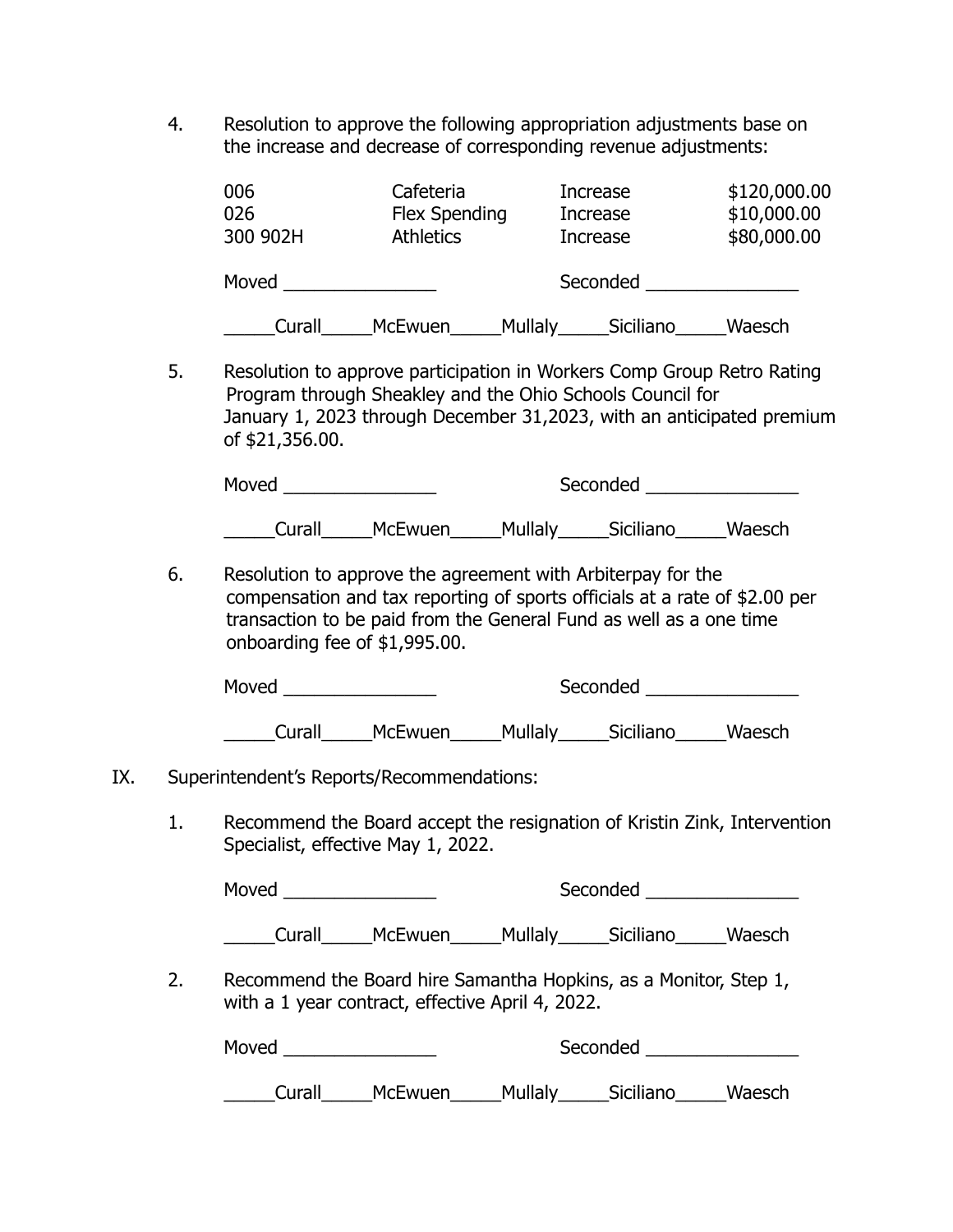4. Resolution to approve the following appropriation adjustments base on the increase and decrease of corresponding revenue adjustments:

| | | | |
|---|---|---|---|
| 006 | Cafeteria | Increase | $120,000.00 |
| 026 | Flex Spending | Increase | $10,000.00 |
| 300 902H | Athletics | Increase | $80,000.00 |

Moved _______________ Seconded _______________

_____Curall_____McEwuen_____Mullaly_____Siciliano_____Waesch

5. Resolution to approve participation in Workers Comp Group Retro Rating Program through Sheakley and the Ohio Schools Council for January 1, 2023 through December 31,2023, with an anticipated premium of $21,356.00.

Moved _______________ Seconded _______________

_____Curall_____McEwuen_____Mullaly_____Siciliano_____Waesch

6. Resolution to approve the agreement with Arbiterpay for the compensation and tax reporting of sports officials at a rate of $2.00 per transaction to be paid from the General Fund as well as a one time onboarding fee of $1,995.00.

Moved _______________ Seconded _______________

_____Curall_____McEwuen_____Mullaly_____Siciliano_____Waesch

IX. Superintendent's Reports/Recommendations:

1. Recommend the Board accept the resignation of Kristin Zink, Intervention Specialist, effective May 1, 2022.

Moved _______________ Seconded _______________

_____Curall_____McEwuen_____Mullaly_____Siciliano_____Waesch

2. Recommend the Board hire Samantha Hopkins, as a Monitor, Step 1, with a 1 year contract, effective April 4, 2022.

Moved _______________ Seconded _______________

_____Curall_____McEwuen_____Mullaly_____Siciliano_____Waesch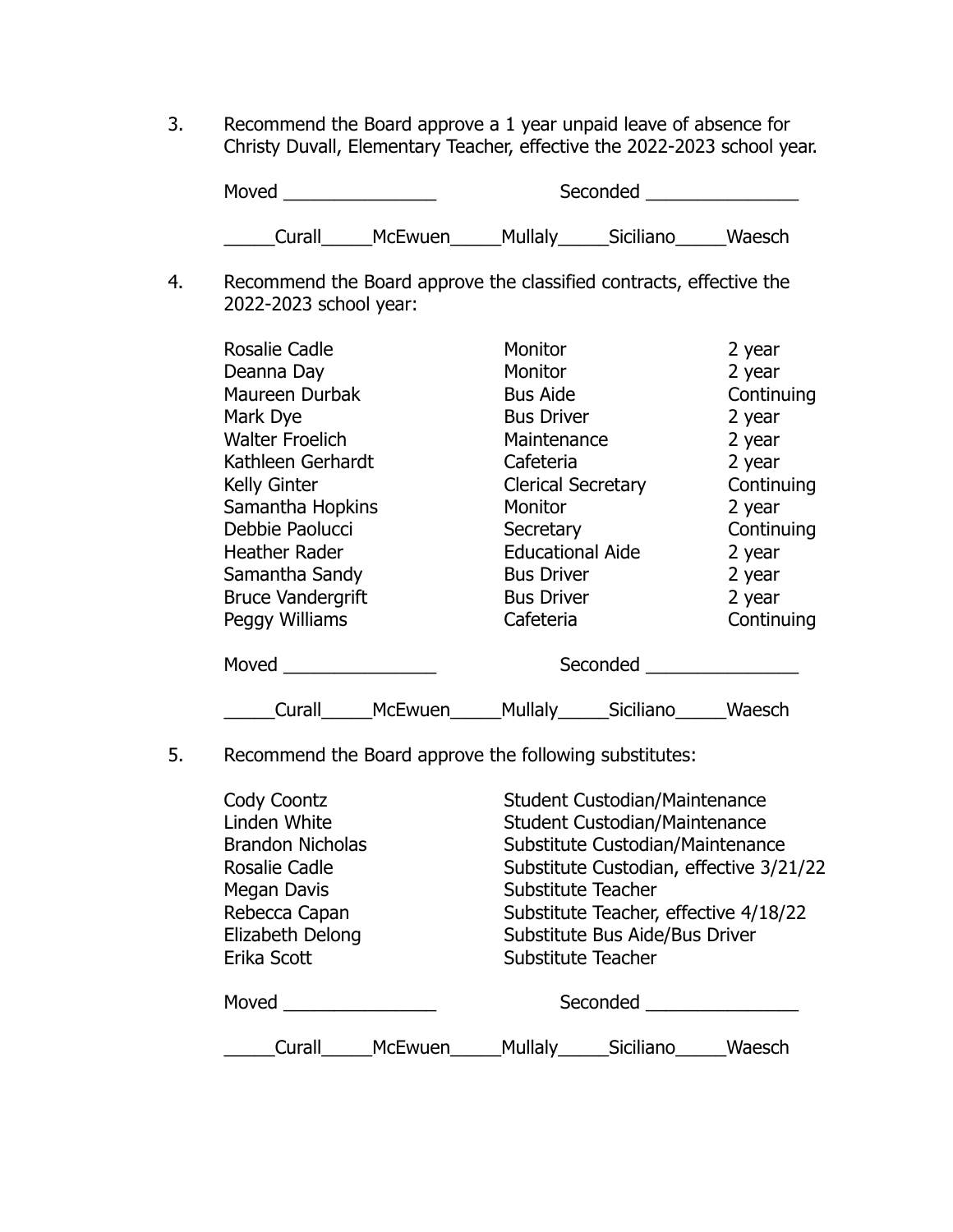3. Recommend the Board approve a 1 year unpaid leave of absence for Christy Duvall, Elementary Teacher, effective the 2022-2023 school year.

   Moved _______________ Seconded _______________

   _____Curall_____McEwuen_____Mullaly_____Siciliano_____Waesch

4. Recommend the Board approve the classified contracts, effective the 2022-2023 school year:

| | | |
|---|---|---|
| Rosalie Cadle | Monitor | 2 year |
| Deanna Day | Monitor | 2 year |
| Maureen Durbak | Bus Aide | Continuing |
| Mark Dye | Bus Driver | 2 year |
| Walter Froelich | Maintenance | 2 year |
| Kathleen Gerhardt | Cafeteria | 2 year |
| Kelly Ginter | Clerical Secretary | Continuing |
| Samantha Hopkins | Monitor | 2 year |
| Debbie Paolucci | Secretary | Continuing |
| Heather Rader | Educational Aide | 2 year |
| Samantha Sandy | Bus Driver | 2 year |
| Bruce Vandergrift | Bus Driver | 2 year |
| Peggy Williams | Cafeteria | Continuing |

   Moved _______________ Seconded _______________

   _____Curall_____McEwuen_____Mullaly_____Siciliano_____Waesch

5. Recommend the Board approve the following substitutes:

| | |
|---|---|
| Cody Coontz | Student Custodian/Maintenance |
| Linden White | Student Custodian/Maintenance |
| Brandon Nicholas | Substitute Custodian/Maintenance |
| Rosalie Cadle | Substitute Custodian, effective 3/21/22 |
| Megan Davis | Substitute Teacher |
| Rebecca Capan | Substitute Teacher, effective 4/18/22 |
| Elizabeth Delong | Substitute Bus Aide/Bus Driver |
| Erika Scott | Substitute Teacher |

   Moved _______________ Seconded _______________

   _____Curall_____McEwuen_____Mullaly_____Siciliano_____Waesch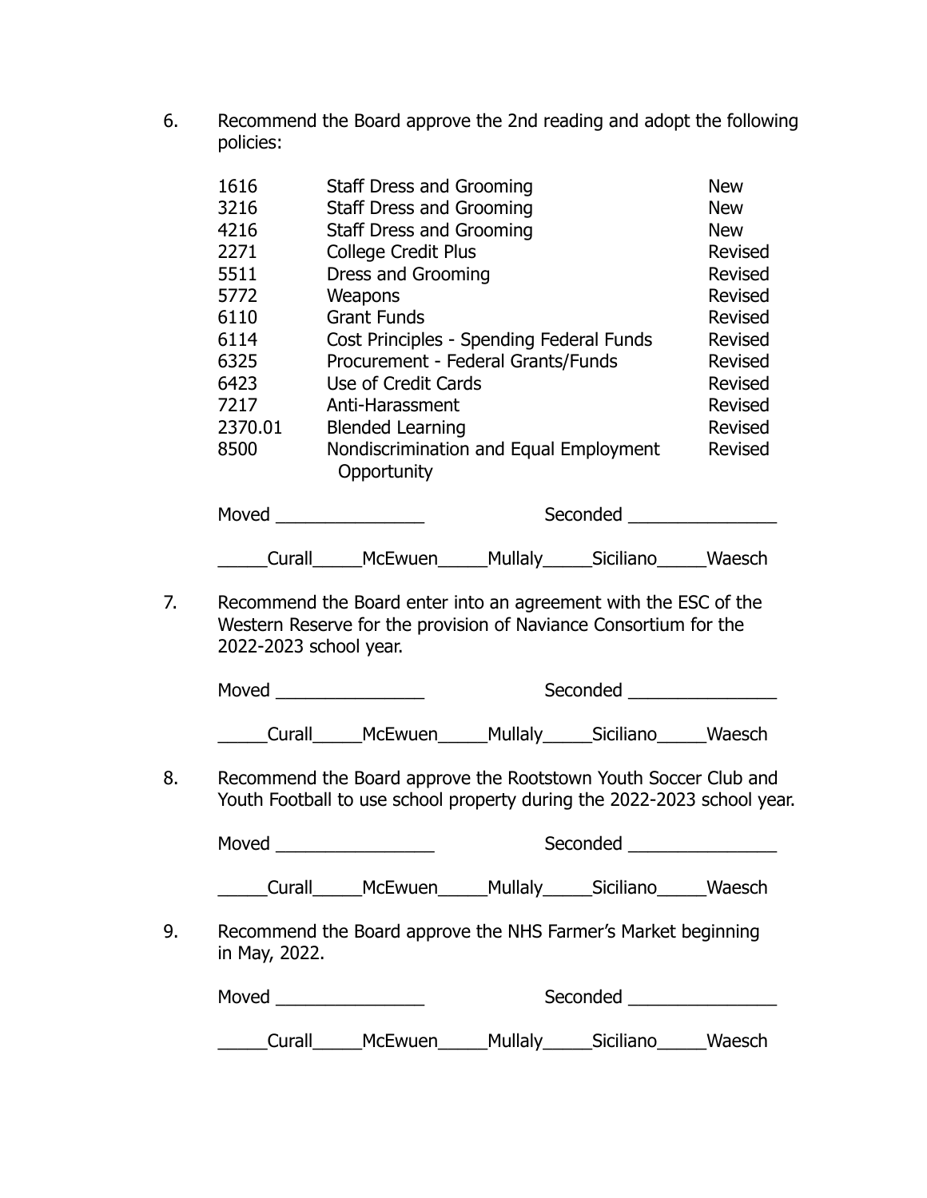6. Recommend the Board approve the 2nd reading and adopt the following policies:

| | | |
|---|---|---|
| 1616 | Staff Dress and Grooming | New |
| 3216 | Staff Dress and Grooming | New |
| 4216 | Staff Dress and Grooming | New |
| 2271 | College Credit Plus | Revised |
| 5511 | Dress and Grooming | Revised |
| 5772 | Weapons | Revised |
| 6110 | Grant Funds | Revised |
| 6114 | Cost Principles - Spending Federal Funds | Revised |
| 6325 | Procurement - Federal Grants/Funds | Revised |
| 6423 | Use of Credit Cards | Revised |
| 7217 | Anti-Harassment | Revised |
| 2370.01 | Blended Learning | Revised |
| 8500 | Nondiscrimination and Equal Employment Opportunity | Revised |

Moved _______________ Seconded _______________

_____Curall_____McEwuen_____Mullaly_____Siciliano_____Waesch

7. Recommend the Board enter into an agreement with the ESC of the Western Reserve for the provision of Naviance Consortium for the 2022-2023 school year.

Moved _______________ Seconded _______________

_____Curall_____McEwuen_____Mullaly_____Siciliano_____Waesch

8. Recommend the Board approve the Rootstown Youth Soccer Club and Youth Football to use school property during the 2022-2023 school year.

Moved ________________ Seconded _______________

_____Curall_____McEwuen_____Mullaly_____Siciliano_____Waesch

9. Recommend the Board approve the NHS Farmer's Market beginning in May, 2022.

Moved _______________ Seconded _______________

_____Curall_____McEwuen_____Mullaly_____Siciliano_____Waesch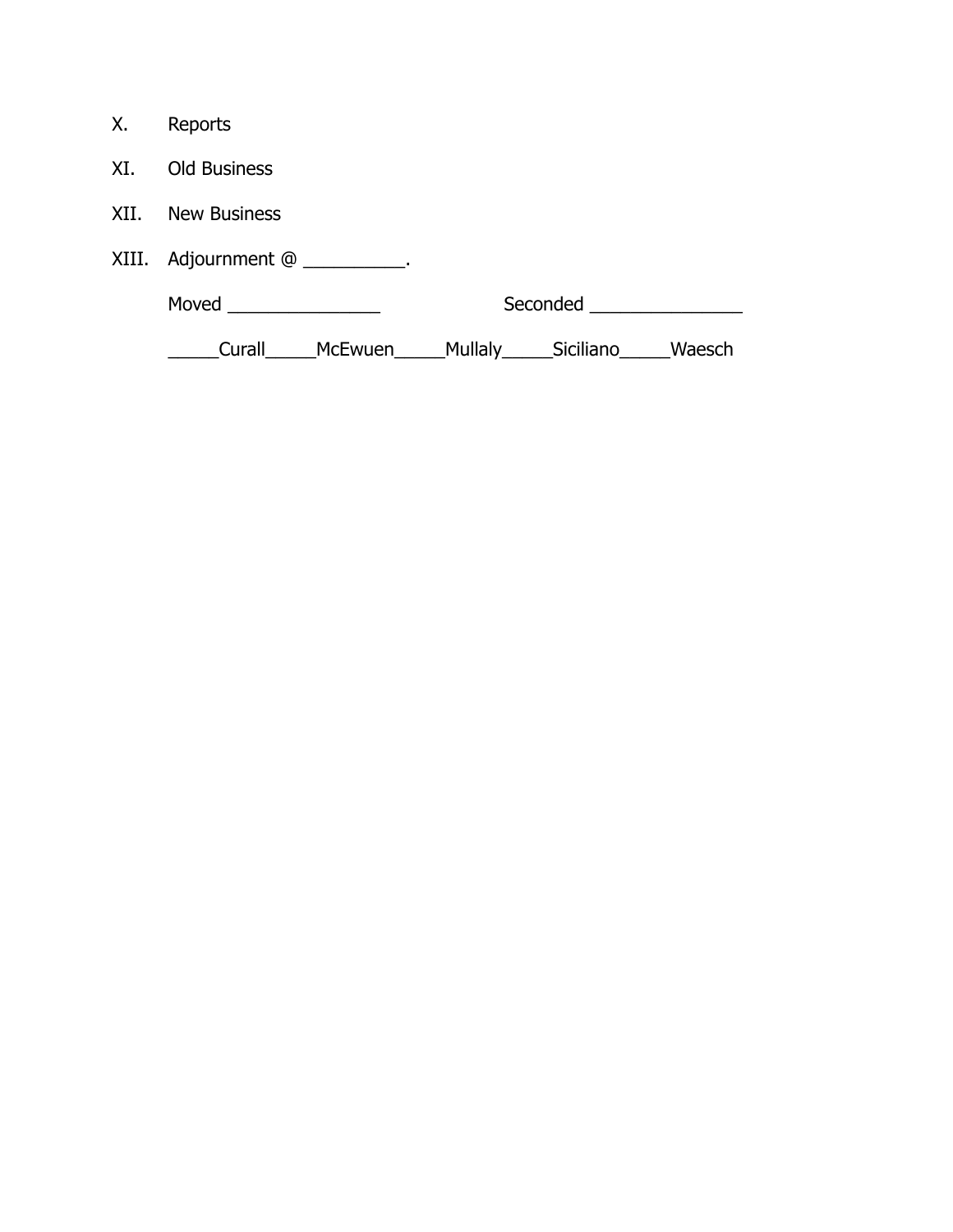X. Reports

XI. Old Business

XII. New Business

XIII. Adjournment @ __________.

Moved _______________ Seconded _______________

_____Curall_____McEwuen_____Mullaly_____Siciliano_____Waesch